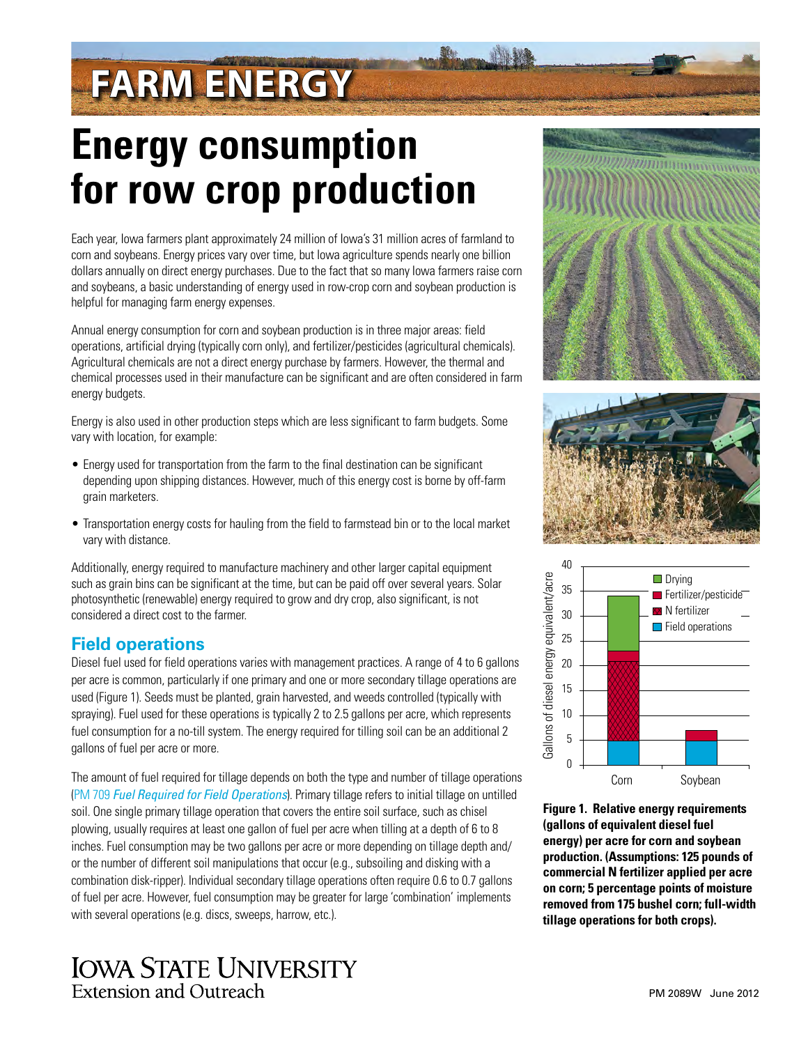# FARM ENERGY

# Energy consumption for row crop production

Each year, Iowa farmers plant approximately 24 million of Iowa's 31 million acres of farmland to corn and soybeans. Energy prices vary over time, but Iowa agriculture spends nearly one billion dollars annually on direct energy purchases. Due to the fact that so many Iowa farmers raise corn and soybeans, a basic understanding of energy used in row-crop corn and soybean production is helpful for managing farm energy expenses.

Annual energy consumption for corn and soybean production is in three major areas: field operations, artificial drying (typically corn only), and fertilizer/pesticides (agricultural chemicals). Agricultural chemicals are not a direct energy purchase by farmers. However, the thermal and chemical processes used in their manufacture can be significant and are often considered in farm energy budgets.

Energy is also used in other production steps which are less significant to farm budgets. Some vary with location, for example:

- Energy used for transportation from the farm to the final destination can be significant depending upon shipping distances. However, much of this energy cost is borne by off-farm grain marketers.
- Transportation energy costs for hauling from the field to farmstead bin or to the local market vary with distance.

Additionally, energy required to manufacture machinery and other larger capital equipment such as grain bins can be significant at the time, but can be paid off over several years. Solar photosynthetic (renewable) energy required to grow and dry crop, also significant, is not considered a direct cost to the farmer.

## Field operations

Diesel fuel used for field operations varies with management practices. A range of 4 to 6 gallons per acre is common, particularly if one primary and one or more secondary tillage operations are used (Figure 1). Seeds must be planted, grain harvested, and weeds controlled (typically with spraying). Fuel used for these operations is typically 2 to 2.5 gallons per acre, which represents fuel consumption for a no-till system. The energy required for tilling soil can be an additional 2 gallons of fuel per acre or more.

The amount of fuel required for tillage depends on both the type and number of tillage operations (PM 709 *Fuel Required for Field Operations*). Primary tillage refers to initial tillage on untilled soil. One single primary tillage operation that covers the entire soil surface, such as chisel plowing, usually requires at least one gallon of fuel per acre when tilling at a depth of 6 to 8 inches. Fuel consumption may be two gallons per acre or more depending on tillage depth and/or the number of different soil manipulations that occur (e.g., subsoiling and disking with a combination disk-ripper). Individual secondary tillage operations often require 0.6 to 0.7 gallons of fuel per acre. However, fuel consumption may be greater for large 'combination' implements with several operations (e.g. discs, sweeps, harrow, etc.).

**Figure 1. Relative energy requirements (gallons of equivalent diesel fuel energy) per acre for corn and soybean production. (Assumptions: 125 pounds of commercial N fertilizer applied per acre on corn; 5 percentage points of moisture removed from 175 bushel corn; full-width tillage operations for both crops).**

Iowa State University Extension and Outreach

PM 2089W June 2012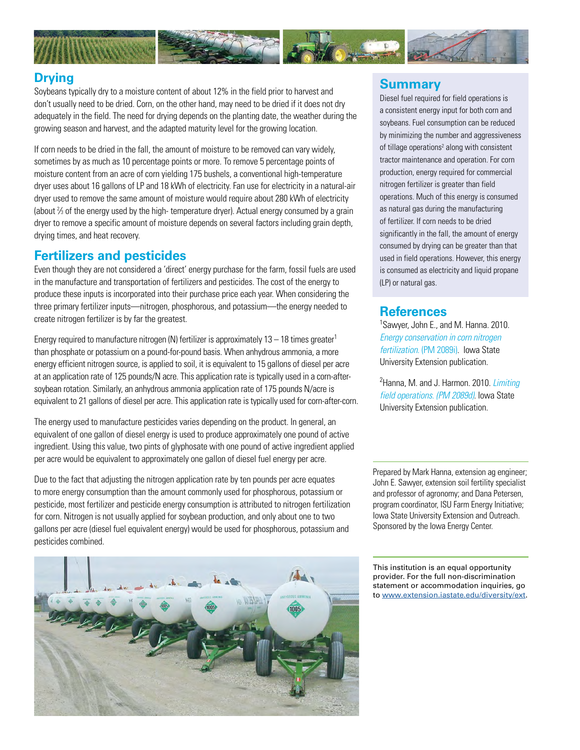## Drying

Soybeans typically dry to a moisture content of about 12% in the field prior to harvest and don't usually need to be dried. Corn, on the other hand, may need to be dried if it does not dry adequately in the field. The need for drying depends on the planting date, the weather during the growing season and harvest, and the adapted maturity level for the growing location.

If corn needs to be dried in the fall, the amount of moisture to be removed can vary widely, sometimes by as much as 10 percentage points or more. To remove 5 percentage points of moisture content from an acre of corn yielding 175 bushels, a conventional high-temperature dryer uses about 16 gallons of LP and 18 kWh of electricity. Fan use for electricity in a natural-air dryer used to remove the same amount of moisture would require about 280 kWh of electricity (about ⅔ of the energy used by the high- temperature dryer). Actual energy consumed by a grain dryer to remove a specific amount of moisture depends on several factors including grain depth, drying times, and heat recovery.

## Fertilizers and pesticides

Even though they are not considered a 'direct' energy purchase for the farm, fossil fuels are used in the manufacture and transportation of fertilizers and pesticides. The cost of the energy to produce these inputs is incorporated into their purchase price each year. When considering the three primary fertilizer inputs—nitrogen, phosphorous, and potassium—the energy needed to create nitrogen fertilizer is by far the greatest.

Energy required to manufacture nitrogen (N) fertilizer is approximately 13 – 18 times greater[1] than phosphate or potassium on a pound-for-pound basis. When anhydrous ammonia, a more energy efficient nitrogen source, is applied to soil, it is equivalent to 15 gallons of diesel per acre at an application rate of 125 pounds/N acre. This application rate is typically used in a corn-after-soybean rotation. Similarly, an anhydrous ammonia application rate of 175 pounds N/acre is equivalent to 21 gallons of diesel per acre. This application rate is typically used for corn-after-corn.

The energy used to manufacture pesticides varies depending on the product. In general, an equivalent of one gallon of diesel energy is used to produce approximately one pound of active ingredient. Using this value, two pints of glyphosate with one pound of active ingredient applied per acre would be equivalent to approximately one gallon of diesel fuel energy per acre.

Due to the fact that adjusting the nitrogen application rate by ten pounds per acre equates to more energy consumption than the amount commonly used for phosphorous, potassium or pesticide, most fertilizer and pesticide energy consumption is attributed to nitrogen fertilization for corn. Nitrogen is not usually applied for soybean production, and only about one to two gallons per acre (diesel fuel equivalent energy) would be used for phosphorous, potassium and pesticides combined.

## Summary

Diesel fuel required for field operations is a consistent energy input for both corn and soybeans. Fuel consumption can be reduced by minimizing the number and aggressiveness of tillage operations[2] along with consistent tractor maintenance and operation. For corn production, energy required for commercial nitrogen fertilizer is greater than field operations. Much of this energy is consumed as natural gas during the manufacturing of fertilizer. If corn needs to be dried significantly in the fall, the amount of energy consumed by drying can be greater than that used in field operations. However, this energy is consumed as electricity and liquid propane (LP) or natural gas.

## References

[1]Sawyer, John E., and M. Hanna. 2010. *Energy conservation in corn nitrogen fertilization.* (PM 2089i). Iowa State University Extension publication.

[2]Hanna, M. and J. Harmon. 2010. *Limiting field operations. (PM 2089d).* Iowa State University Extension publication.

Prepared by Mark Hanna, extension ag engineer; John E. Sawyer, extension soil fertility specialist and professor of agronomy; and Dana Petersen, program coordinator, ISU Farm Energy Initiative; Iowa State University Extension and Outreach. Sponsored by the Iowa Energy Center.

This institution is an equal opportunity provider. For the full non-discrimination statement or accommodation inquiries, go to www.extension.iastate.edu/diversity/ext.